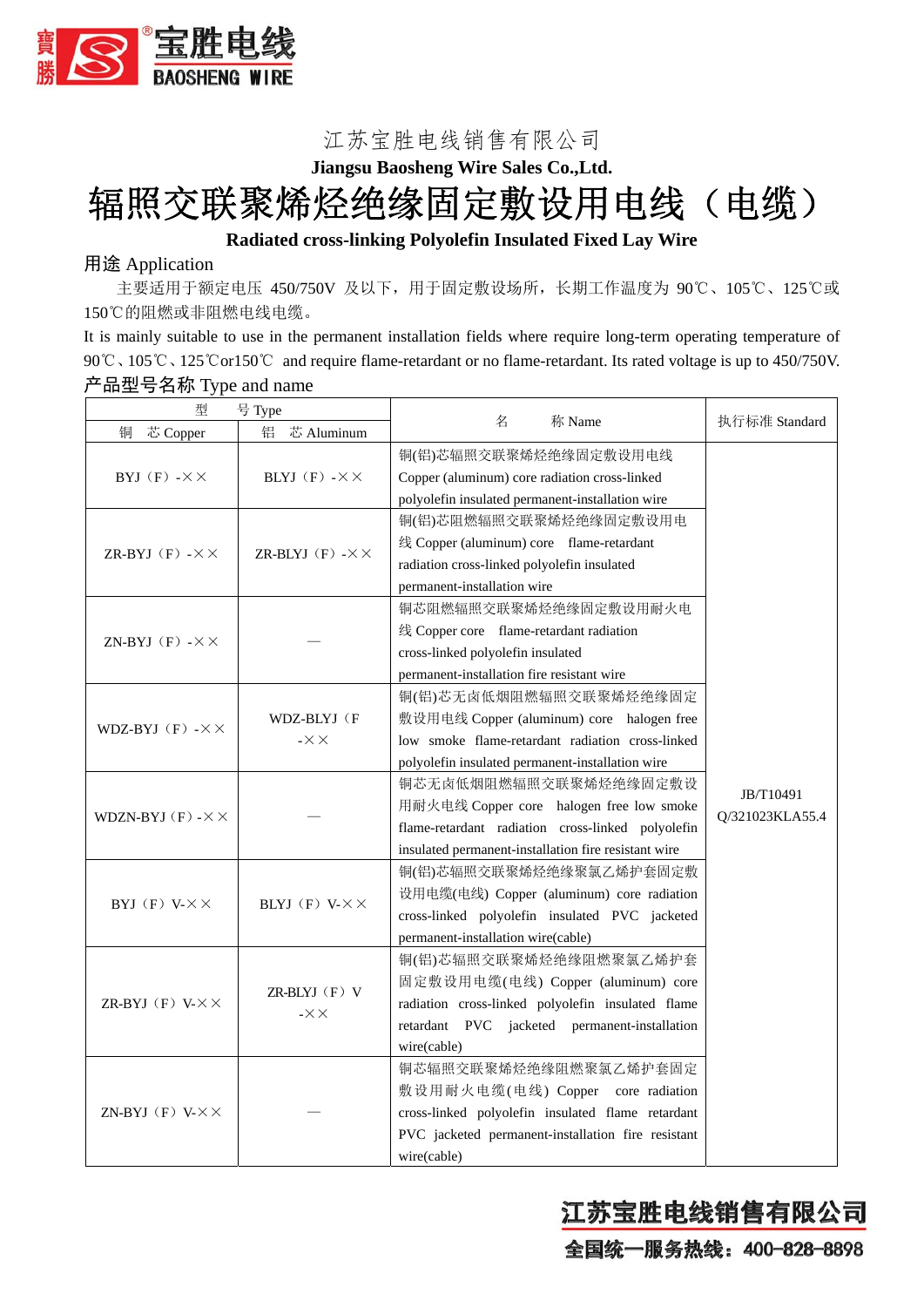江苏宝胜电线销售有限公司

**Jiangsu Baosheng Wire Sales Co.,Ltd.**

# 辐照交联聚烯烃绝缘固定敷设用电线（电缆）

**Radiated cross-linking Polyolefin Insulated Fixed Lay Wire**

## 用途 Application

主要适用于额定电压 450/750V 及以下，用于固定敷设场所，长期工作温度为 90℃、105℃、125℃或150℃的阻燃或非阻燃电线电缆。

It is mainly suitable to use in the permanent installation fields where require long-term operating temperature of 90℃、105℃、125℃or150℃ and require flame-retardant or no flame-retardant. Its rated voltage is up to 450/750V.

## 产品型号名称 Type and name

| 型　　号 Type | | 名　　称 Name | 执行标准 Standard |
|---|---|---|---|
| 铜　芯 Copper | 铝　芯 Aluminum | | |
| BYJ（F）-×× | BLYJ（F）-×× | 铜(铝)芯辐照交联聚烯烃绝缘固定敷设用电线 Copper (aluminum) core radiation cross-linked polyolefin insulated permanent-installation wire | JB/T10491 Q/321023KLA55.4 |
| ZR-BYJ（F）-×× | ZR-BLYJ（F）-×× | 铜(铝)芯阻燃辐照交联聚烯烃绝缘固定敷设用电线 Copper (aluminum) core flame-retardant radiation cross-linked polyolefin insulated permanent-installation wire | |
| ZN-BYJ（F）-×× | — | 铜芯阻燃辐照交联聚烯烃绝缘固定敷设用耐火电线 Copper core flame-retardant radiation cross-linked polyolefin insulated permanent-installation fire resistant wire | |
| WDZ-BYJ（F）-×× | WDZ-BLYJ（F）-×× | 铜(铝)芯无卤低烟阻燃辐照交联聚烯烃绝缘固定敷设用电线 Copper (aluminum) core halogen free low smoke flame-retardant radiation cross-linked polyolefin insulated permanent-installation wire | |
| WDZN-BYJ（F）-×× | — | 铜芯无卤低烟阻燃辐照交联聚烯烃绝缘固定敷设用耐火电线 Copper core halogen free low smoke flame-retardant radiation cross-linked polyolefin insulated permanent-installation fire resistant wire | |
| BYJ（F）V-×× | BLYJ（F）V-×× | 铜(铝)芯辐照交联聚烯烃绝缘聚氯乙烯护套固定敷设用电缆(电线) Copper (aluminum) core radiation cross-linked polyolefin insulated PVC jacketed permanent-installation wire(cable) | |
| ZR-BYJ（F）V-×× | ZR-BLYJ（F）V-×× | 铜(铝)芯辐照交联聚烯烃绝缘阻燃聚氯乙烯护套固定敷设用电缆(电线) Copper (aluminum) core radiation cross-linked polyolefin insulated flame retardant PVC jacketed permanent-installation wire(cable) | |
| ZN-BYJ（F）V-×× | — | 铜芯辐照交联聚烯烃绝缘阻燃聚氯乙烯护套固定敷设用耐火电缆(电线) Copper core radiation cross-linked polyolefin insulated flame retardant PVC jacketed permanent-installation fire resistant wire(cable) | |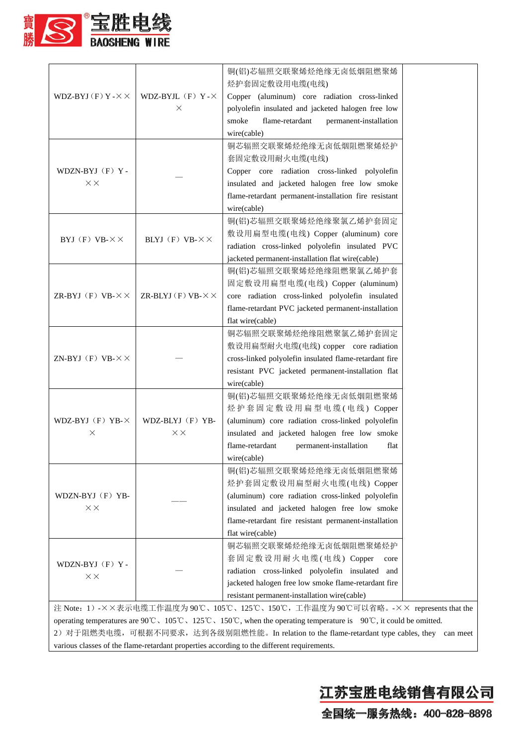| WDZ-BYJ（F）Y-×× | WDZ-BYJL（F）Y-×× | 铜(铝)芯辐照交联聚烯烃绝缘无卤低烟阻燃聚烯烃护套固定敷设用电缆(电线) Copper (aluminum) core radiation cross-linked polyolefin insulated and jacketed halogen free low smoke flame-retardant permanent-installation wire(cable) | |
|---|---|---|---|
| WDZN-BYJ（F）Y-×× | — | 铜芯辐照交联聚烯烃绝缘无卤低烟阻燃聚烯烃护套固定敷设用耐火电缆(电线) Copper core radiation cross-linked polyolefin insulated and jacketed halogen free low smoke flame-retardant permanent-installation fire resistant wire(cable) | |
| BYJ（F）VB-×× | BLYJ（F）VB-×× | 铜(铝)芯辐照交联聚烯烃绝缘聚氯乙烯护套固定敷设用扁型电缆(电线) Copper (aluminum) core radiation cross-linked polyolefin insulated PVC jacketed permanent-installation flat wire(cable) | |
| ZR-BYJ（F）VB-×× | ZR-BLYJ（F）VB-×× | 铜(铝)芯辐照交联聚烯烃绝缘阻燃聚氯乙烯护套固定敷设用扁型电缆(电线) Copper (aluminum) core radiation cross-linked polyolefin insulated flame-retardant PVC jacketed permanent-installation flat wire(cable) | |
| ZN-BYJ（F）VB-×× | — | 铜芯辐照交联聚烯烃绝缘阻燃聚氯乙烯护套固定敷设用扁型耐火电缆(电线) copper core radiation cross-linked polyolefin insulated flame-retardant fire resistant PVC jacketed permanent-installation flat wire(cable) | |
| WDZ-BYJ（F）YB-×× | WDZ-BLYJ（F）YB-×× | 铜(铝)芯辐照交联聚烯烃绝缘无卤低烟阻燃聚烯烃护套固定敷设用扁型电缆(电线) Copper (aluminum) core radiation cross-linked polyolefin insulated and jacketed halogen free low smoke flame-retardant permanent-installation flat wire(cable) | |
| WDZN-BYJ（F）YB-×× | —— | 铜(铝)芯辐照交联聚烯烃绝缘无卤低烟阻燃聚烯烃护套固定敷设用扁型耐火电缆(电线) Copper (aluminum) core radiation cross-linked polyolefin insulated and jacketed halogen free low smoke flame-retardant fire resistant permanent-installation flat wire(cable) | |
| WDZN-BYJ（F）Y-×× | — | 铜芯辐照交联聚烯烃绝缘无卤低烟阻燃聚烯烃护套固定敷设用耐火电缆(电线) Copper core radiation cross-linked polyolefin insulated and jacketed halogen free low smoke flame-retardant fire resistant permanent-installation wire(cable) | |

注 Note：1）-××表示电缆工作温度为 90℃、105℃、125℃、150℃，工作温度为 90℃可以省略。-×× represents that the operating temperatures are 90℃、105℃、125℃、150℃, when the operating temperature is 90℃, it could be omitted.
2）对于阻燃类电缆，可根据不同要求，达到各级别阻燃性能。In relation to the flame-retardant type cables, they can meet various classes of the flame-retardant properties according to the different requirements.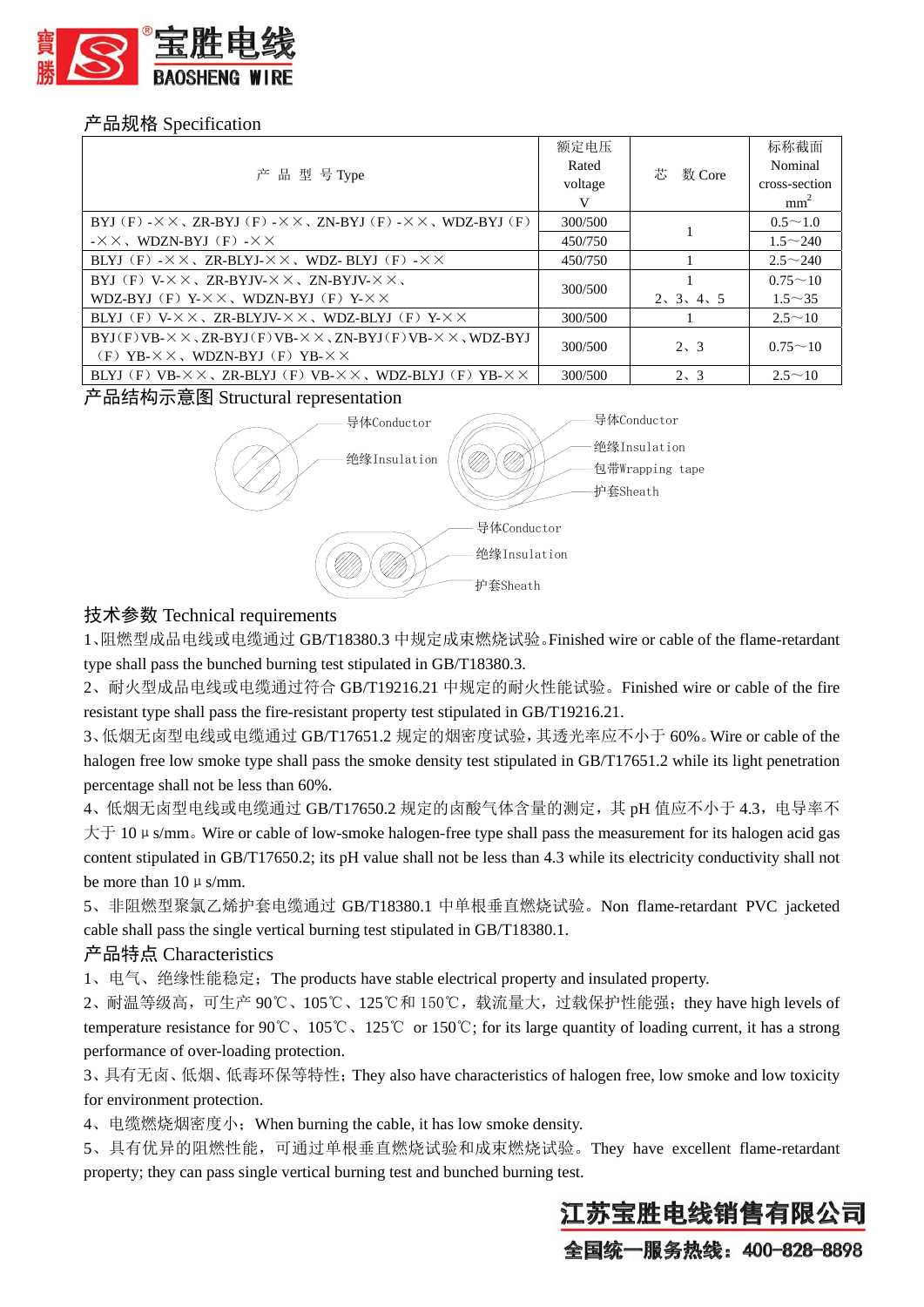## 产品规格 Specification

| 产 品 型 号 Type | 额定电压 Rated voltage V | 芯 数 Core | 标称截面 Nominal cross-section $mm^2$ |
|---|---|---|---|
| BYJ（F）-××、ZR-BYJ（F）-××、ZN-BYJ（F）-××、WDZ-BYJ（F）-××、WDZN-BYJ（F）-×× | 300/500 | 1 | 0.5～1.0 |
| | 450/750 | | 1.5～240 |
| BLYJ（F）-××、ZR-BLYJ-××、WDZ- BLYJ（F）-×× | 450/750 | 1 | 2.5～240 |
| BYJ（F）V-××、ZR-BYJV-××、ZN-BYJV-××、WDZ-BYJ（F）Y-××、WDZN-BYJ（F）Y-×× | 300/500 | 1 | 0.75～10 |
| | | 2、3、4、5 | 1.5～35 |
| BLYJ（F）V-××、ZR-BLYJV-××、WDZ-BLYJ（F）Y-×× | 300/500 | 1 | 2.5～10 |
| BYJ（F）VB-××、ZR-BYJ（F）VB-××、ZN-BYJ（F）VB-××、WDZ-BYJ（F）YB-××、WDZN-BYJ（F）YB-×× | 300/500 | 2、3 | 0.75～10 |
| BLYJ（F）VB-××、ZR-BLYJ（F）VB-××、WDZ-BLYJ（F）YB-×× | 300/500 | 2、3 | 2.5～10 |

## 产品结构示意图 Structural representation

导体Conductor

绝缘Insulation

导体Conductor

绝缘Insulation

包带Wrapping tape

护套Sheath

导体Conductor

绝缘Insulation

护套Sheath

## 技术参数 Technical requirements

1、阻燃型成品电线或电缆通过 GB/T18380.3 中规定成束燃烧试验。Finished wire or cable of the flame-retardant type shall pass the bunched burning test stipulated in GB/T18380.3.

2、耐火型成品电线或电缆通过符合 GB/T19216.21 中规定的耐火性能试验。Finished wire or cable of the fire resistant type shall pass the fire-resistant property test stipulated in GB/T19216.21.

3、低烟无卤型电线或电缆通过 GB/T17651.2 规定的烟密度试验，其透光率应不小于 60%。Wire or cable of the halogen free low smoke type shall pass the smoke density test stipulated in GB/T17651.2 while its light penetration percentage shall not be less than 60%.

4、低烟无卤型电线或电缆通过 GB/T17650.2 规定的卤酸气体含量的测定，其 pH 值应不小于 4.3，电导率不大于 10μs/mm。Wire or cable of low-smoke halogen-free type shall pass the measurement for its halogen acid gas content stipulated in GB/T17650.2; its pH value shall not be less than 4.3 while its electricity conductivity shall not be more than 10μs/mm.

5、非阻燃型聚氯乙烯护套电缆通过 GB/T18380.1 中单根垂直燃烧试验。Non flame-retardant PVC jacketed cable shall pass the single vertical burning test stipulated in GB/T18380.1.

## 产品特点 Characteristics

1、电气、绝缘性能稳定；The products have stable electrical property and insulated property.

2、耐温等级高，可生产 90℃、105℃、125℃和 150℃，载流量大，过载保护性能强；they have high levels of temperature resistance for 90℃、105℃、125℃ or 150℃; for its large quantity of loading current, it has a strong performance of over-loading protection.

3、具有无卤、低烟、低毒环保等特性；They also have characteristics of halogen free, low smoke and low toxicity for environment protection.

4、电缆燃烧烟密度小；When burning the cable, it has low smoke density.

5、具有优异的阻燃性能，可通过单根垂直燃烧试验和成束燃烧试验。They have excellent flame-retardant property; they can pass single vertical burning test and bunched burning test.

江苏宝胜电线销售有限公司

全国统一服务热线：400-828-8898